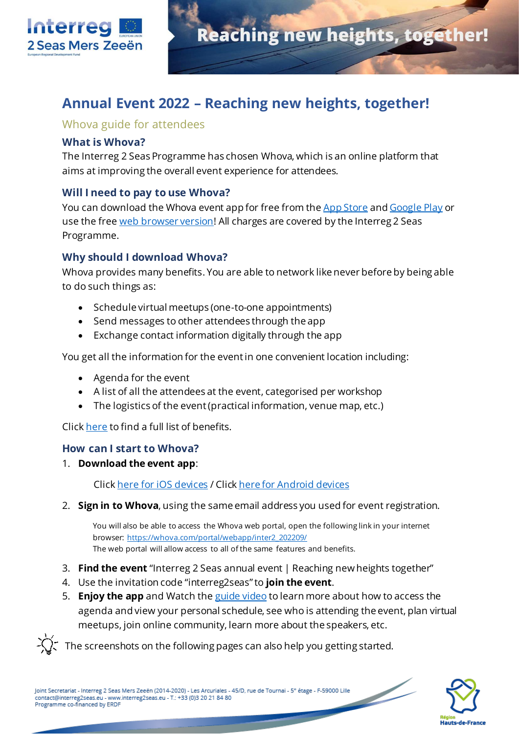# Annual Event 2022 – Reaching new heights, together!

## Whova guide for attendees

### What is Whova?

The Interreg 2 Seas Programme has chosen Whova, which is an online platform that aims at improving the overall event experience for attendees.

### Will I need to pay to use Whova?

You can download the Whova event app for free from the App Store and Google Play or use the free web browser version! All charges are covered by the Interreg 2 Seas Programme.

### Why should I download Whova?

Whova provides many benefits. You are able to network like never before by being able to do such things as:

- Schedule virtual meetups (one-to-one appointments)
- Send messages to other attendees through the app
- Exchange contact information digitally through the app

You get all the information for the event in one convenient location including:

- Agenda for the event
- A list of all the attendees at the event, categorised per workshop
- The logistics of the event (practical information, venue map, etc.)

Click here to find a full list of benefits.

### How can I start to Whova?

1. **Download the event app**:

   Click here for iOS devices / Click here for Android devices

2. **Sign in to Whova**, using the same email address you used for event registration.

   You will also be able to access the Whova web portal, open the following link in your internet browser: https://whova.com/portal/webapp/inter2_202209/
   The web portal will allow access to all of the same features and benefits.

3. **Find the event** "Interreg 2 Seas annual event | Reaching new heights together"
4. Use the invitation code "interreg2seas" to **join the event**.
5. **Enjoy the app** and Watch the guide video to learn more about how to access the agenda and view your personal schedule, see who is attending the event, plan virtual meetups, join online community, learn more about the speakers, etc.

The screenshots on the following pages can also help you getting started.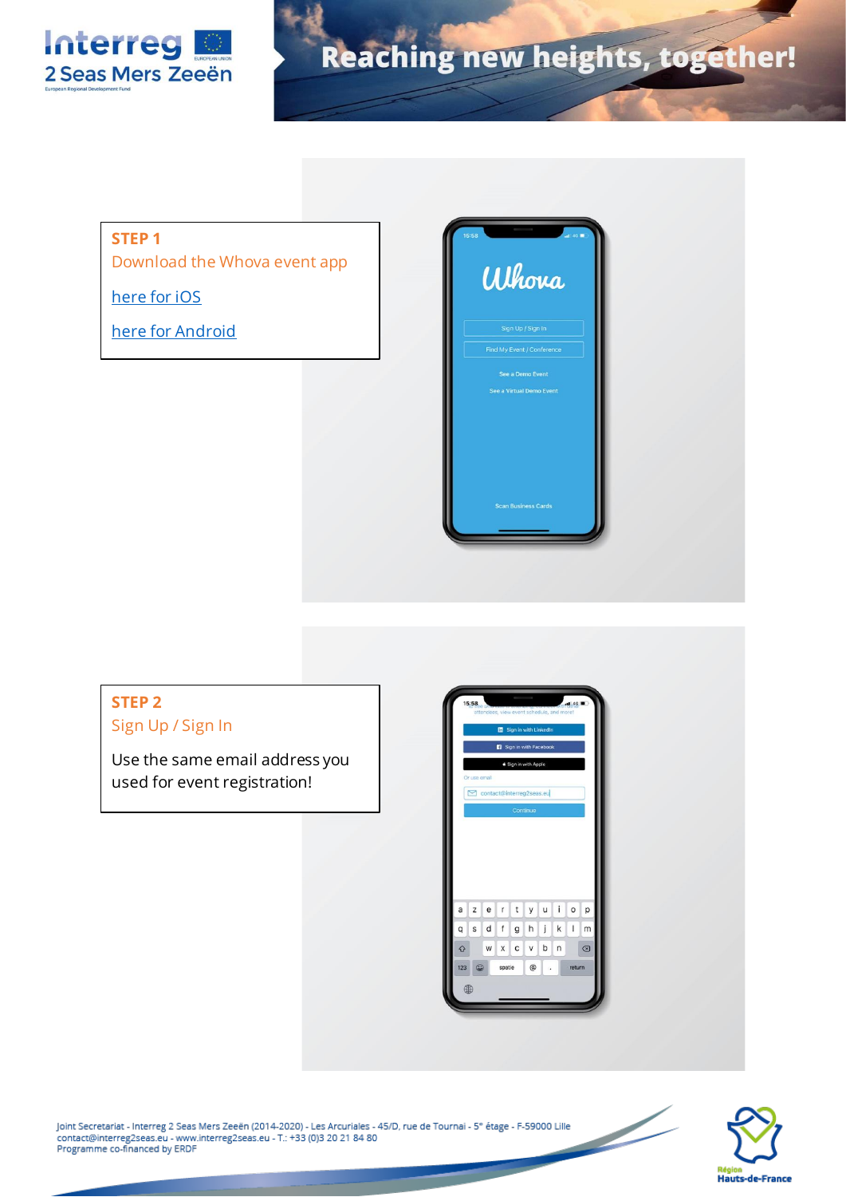**STEP 1**

Download the Whova event app

here for iOS

here for Android

**STEP 2**

Sign Up / Sign In

Use the same email address you used for event registration!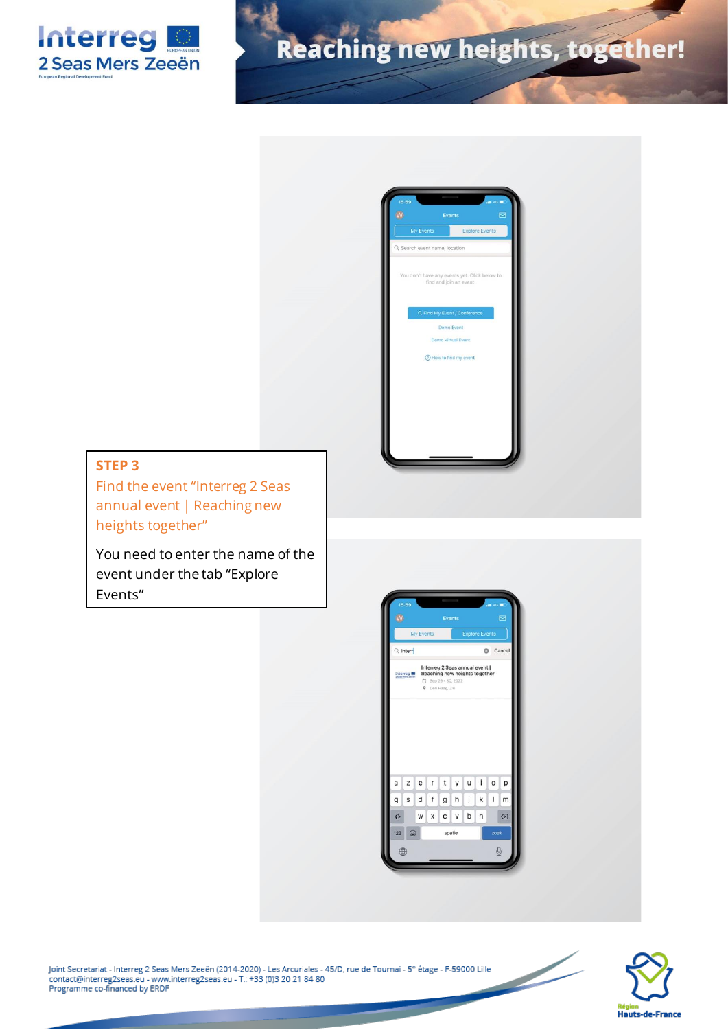## STEP 3

Find the event "Interreg 2 Seas annual event | Reaching new heights together"

You need to enter the name of the event under the tab "Explore Events"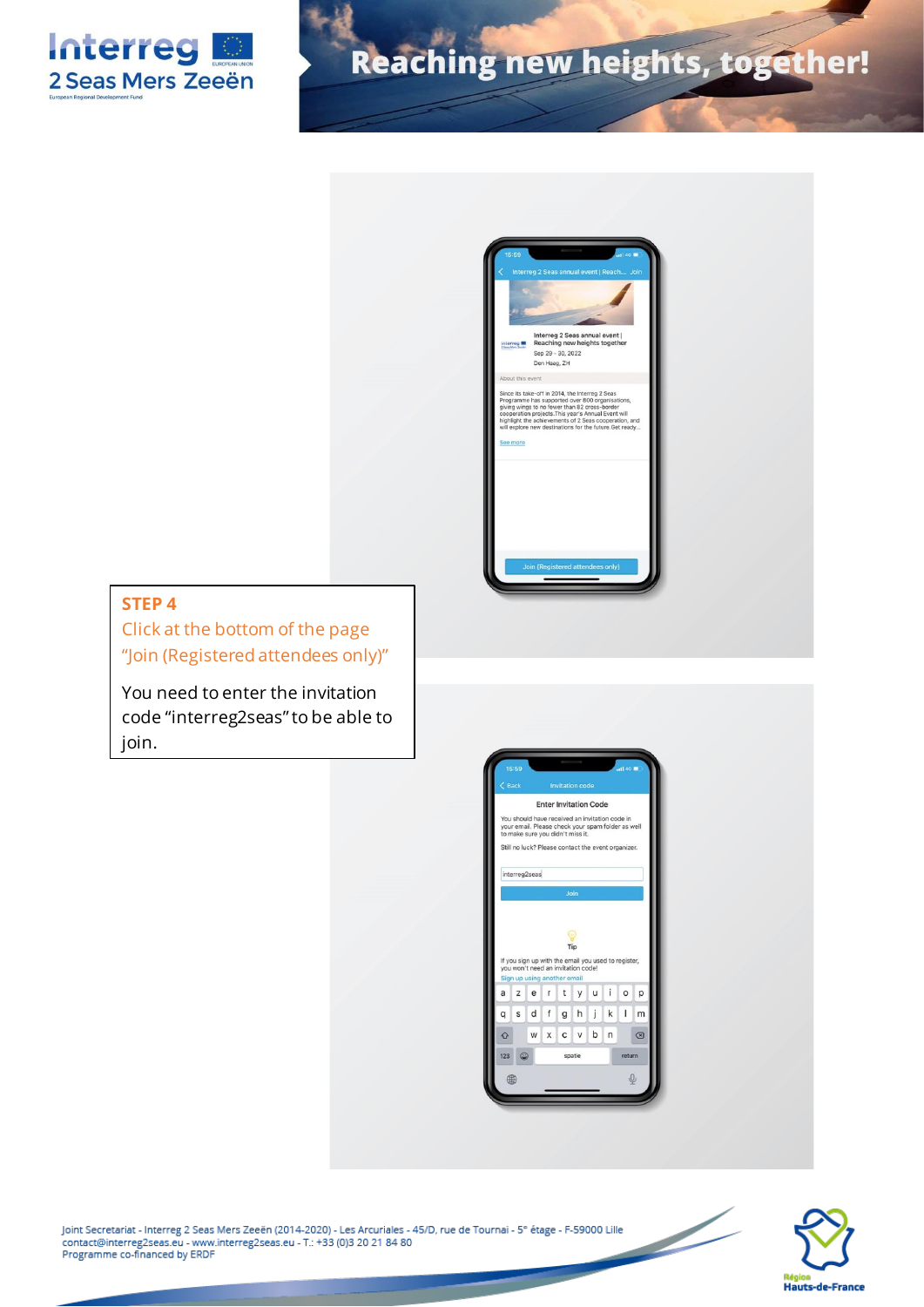### STEP 4

Click at the bottom of the page "Join (Registered attendees only)"

You need to enter the invitation code "interreg2seas" to be able to join.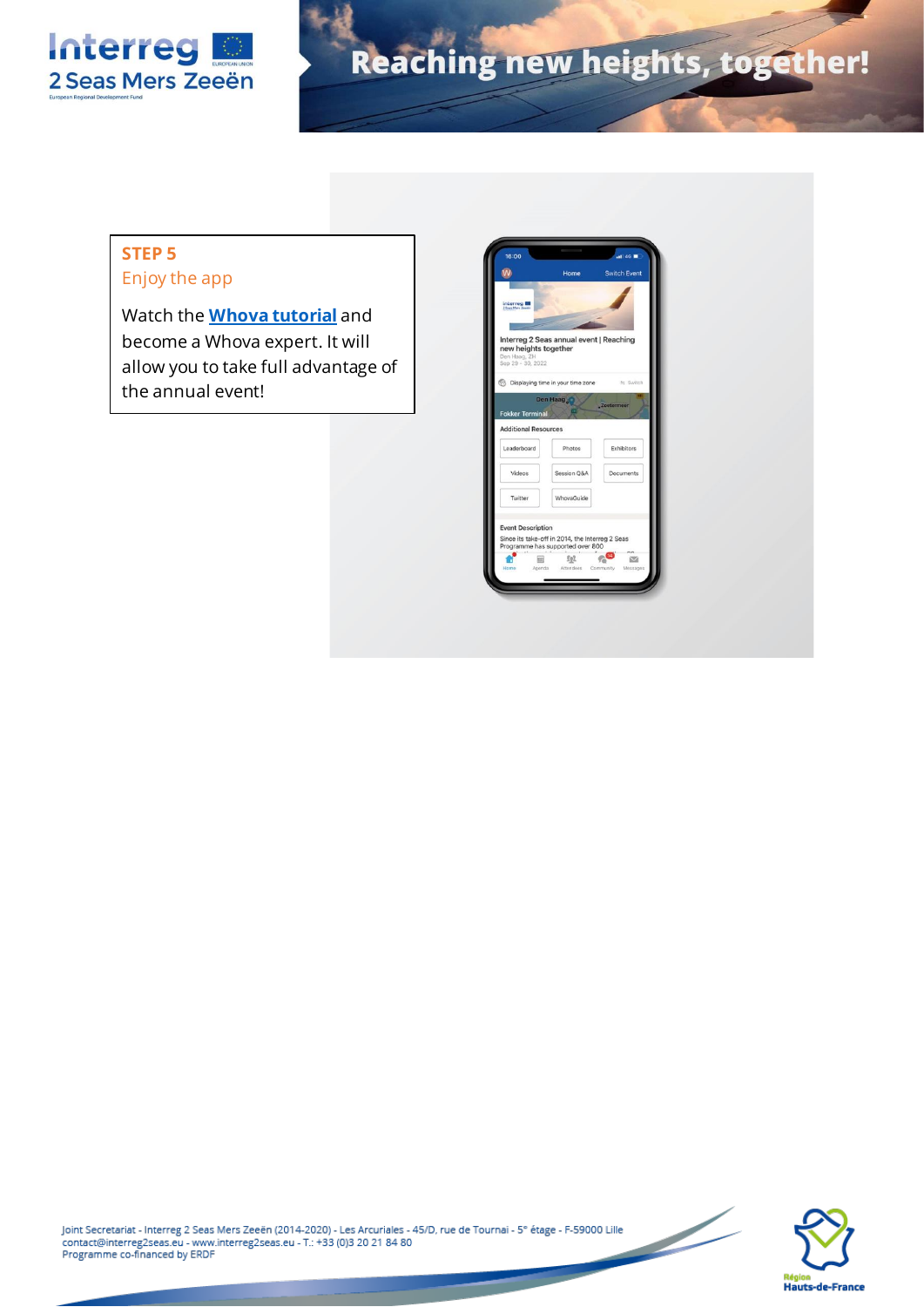## STEP 5

Enjoy the app

Watch the **Whova tutorial** and become a Whova expert. It will allow you to take full advantage of the annual event!